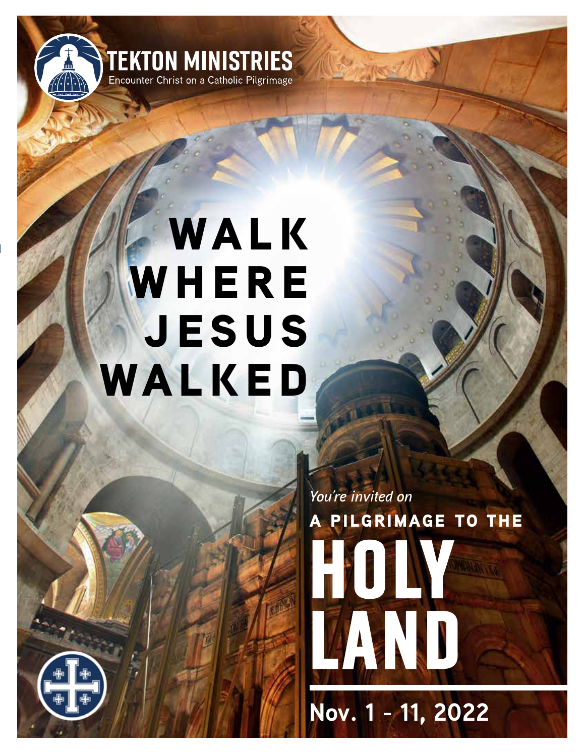**TEKTON MINISTRIES**
Encounter Christ on a Catholic Pilgrimage

# WALK WHERE JESUS WALKED

*You're invited on*

**A PILGRIMAGE TO THE**

# HOLY LAND

**Nov. 1 - 11, 2022**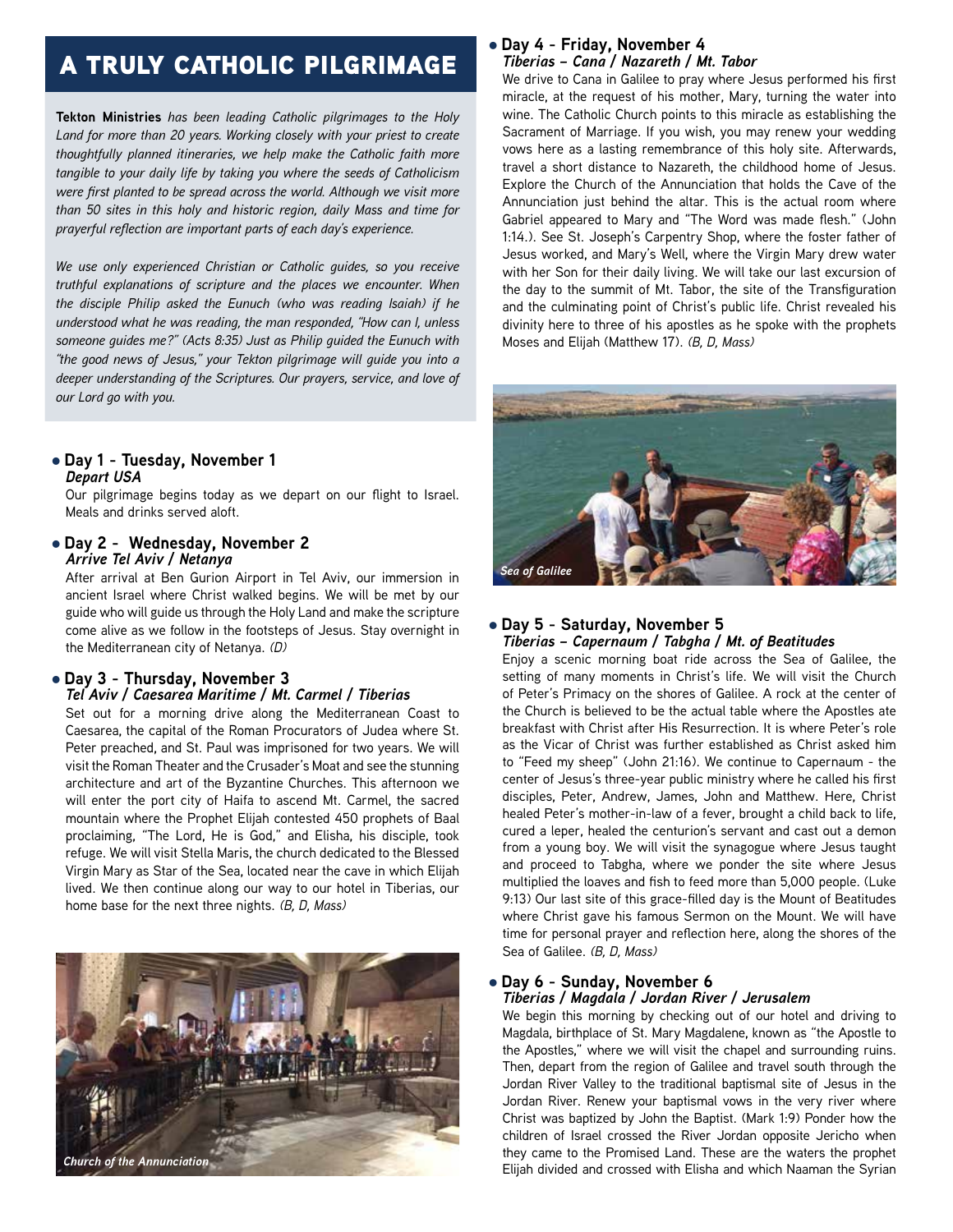# A TRULY CATHOLIC PILGRIMAGE

**Tekton Ministries** *has been leading Catholic pilgrimages to the Holy Land for more than 20 years. Working closely with your priest to create thoughtfully planned itineraries, we help make the Catholic faith more tangible to your daily life by taking you where the seeds of Catholicism were first planted to be spread across the world. Although we visit more than 50 sites in this holy and historic region, daily Mass and time for prayerful reflection are important parts of each day's experience.*

*We use only experienced Christian or Catholic guides, so you receive truthful explanations of scripture and the places we encounter. When the disciple Philip asked the Eunuch (who was reading Isaiah) if he understood what he was reading, the man responded, "How can I, unless someone guides me?" (Acts 8:35) Just as Philip guided the Eunuch with "the good news of Jesus," your Tekton pilgrimage will guide you into a deeper understanding of the Scriptures. Our prayers, service, and love of our Lord go with you.*

- **Day 1 - Tuesday, November 1**
  ***Depart USA***

Our pilgrimage begins today as we depart on our flight to Israel. Meals and drinks served aloft.

- **Day 2 - Wednesday, November 2**
  ***Arrive Tel Aviv / Netanya***

After arrival at Ben Gurion Airport in Tel Aviv, our immersion in ancient Israel where Christ walked begins. We will be met by our guide who will guide us through the Holy Land and make the scripture come alive as we follow in the footsteps of Jesus. Stay overnight in the Mediterranean city of Netanya. *(D)*

- **Day 3 - Thursday, November 3**
  ***Tel Aviv / Caesarea Maritime / Mt. Carmel / Tiberias***

Set out for a morning drive along the Mediterranean Coast to Caesarea, the capital of the Roman Procurators of Judea where St. Peter preached, and St. Paul was imprisoned for two years. We will visit the Roman Theater and the Crusader's Moat and see the stunning architecture and art of the Byzantine Churches. This afternoon we will enter the port city of Haifa to ascend Mt. Carmel, the sacred mountain where the Prophet Elijah contested 450 prophets of Baal proclaiming, "The Lord, He is God," and Elisha, his disciple, took refuge. We will visit Stella Maris, the church dedicated to the Blessed Virgin Mary as Star of the Sea, located near the cave in which Elijah lived. We then continue along our way to our hotel in Tiberias, our home base for the next three nights. *(B, D, Mass)*

*Church of the Annunciation*

- **Day 4 - Friday, November 4**
  ***Tiberias – Cana / Nazareth / Mt. Tabor***

We drive to Cana in Galilee to pray where Jesus performed his first miracle, at the request of his mother, Mary, turning the water into wine. The Catholic Church points to this miracle as establishing the Sacrament of Marriage. If you wish, you may renew your wedding vows here as a lasting remembrance of this holy site. Afterwards, travel a short distance to Nazareth, the childhood home of Jesus. Explore the Church of the Annunciation that holds the Cave of the Annunciation just behind the altar. This is the actual room where Gabriel appeared to Mary and "The Word was made flesh." (John 1:14.). See St. Joseph's Carpentry Shop, where the foster father of Jesus worked, and Mary's Well, where the Virgin Mary drew water with her Son for their daily living. We will take our last excursion of the day to the summit of Mt. Tabor, the site of the Transfiguration and the culminating point of Christ's public life. Christ revealed his divinity here to three of his apostles as he spoke with the prophets Moses and Elijah (Matthew 17). *(B, D, Mass)*

*Sea of Galilee*

- **Day 5 - Saturday, November 5**
  ***Tiberias – Capernaum / Tabgha / Mt. of Beatitudes***

Enjoy a scenic morning boat ride across the Sea of Galilee, the setting of many moments in Christ's life. We will visit the Church of Peter's Primacy on the shores of Galilee. A rock at the center of the Church is believed to be the actual table where the Apostles ate breakfast with Christ after His Resurrection. It is where Peter's role as the Vicar of Christ was further established as Christ asked him to "Feed my sheep" (John 21:16). We continue to Capernaum - the center of Jesus's three-year public ministry where he called his first disciples, Peter, Andrew, James, John and Matthew. Here, Christ healed Peter's mother-in-law of a fever, brought a child back to life, cured a leper, healed the centurion's servant and cast out a demon from a young boy. We will visit the synagogue where Jesus taught and proceed to Tabgha, where we ponder the site where Jesus multiplied the loaves and fish to feed more than 5,000 people. (Luke 9:13) Our last site of this grace-filled day is the Mount of Beatitudes where Christ gave his famous Sermon on the Mount. We will have time for personal prayer and reflection here, along the shores of the Sea of Galilee. *(B, D, Mass)*

- **Day 6 - Sunday, November 6**
  ***Tiberias / Magdala / Jordan River / Jerusalem***

We begin this morning by checking out of our hotel and driving to Magdala, birthplace of St. Mary Magdalene, known as "the Apostle to the Apostles," where we will visit the chapel and surrounding ruins. Then, depart from the region of Galilee and travel south through the Jordan River Valley to the traditional baptismal site of Jesus in the Jordan River. Renew your baptismal vows in the very river where Christ was baptized by John the Baptist. (Mark 1:9) Ponder how the children of Israel crossed the River Jordan opposite Jericho when they came to the Promised Land. These are the waters the prophet Elijah divided and crossed with Elisha and which Naaman the Syrian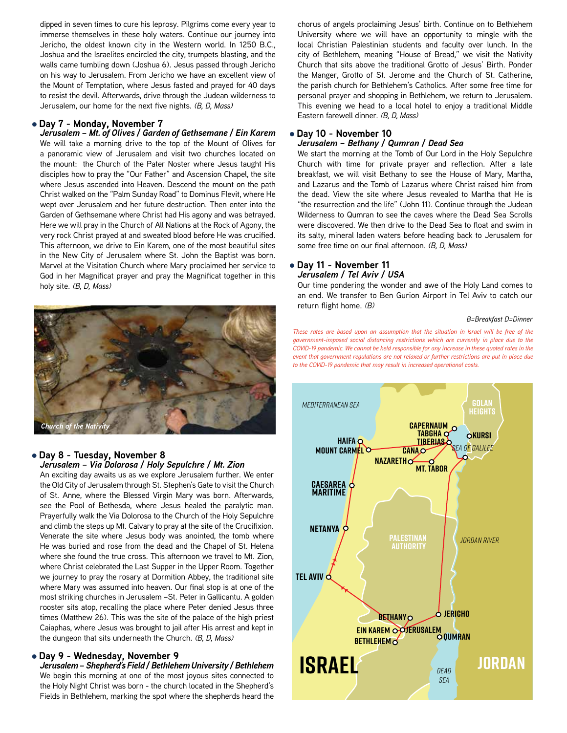dipped in seven times to cure his leprosy. Pilgrims come every year to immerse themselves in these holy waters. Continue our journey into Jericho, the oldest known city in the Western world. In 1250 B.C., Joshua and the Israelites encircled the city, trumpets blasting, and the walls came tumbling down (Joshua 6). Jesus passed through Jericho on his way to Jerusalem. From Jericho we have an excellent view of the Mount of Temptation, where Jesus fasted and prayed for 40 days to resist the devil. Afterwards, drive through the Judean wilderness to Jerusalem, our home for the next five nights. *(B, D, Mass)*

- **Day 7 - Monday, November 7**
  ***Jerusalem – Mt. of Olives / Garden of Gethsemane / Ein Karem***

We will take a morning drive to the top of the Mount of Olives for a panoramic view of Jerusalem and visit two churches located on the mount: the Church of the Pater Noster where Jesus taught His disciples how to pray the "Our Father" and Ascension Chapel, the site where Jesus ascended into Heaven. Descend the mount on the path Christ walked on the "Palm Sunday Road" to Dominus Flevit, where He wept over Jerusalem and her future destruction. Then enter into the Garden of Gethsemane where Christ had His agony and was betrayed. Here we will pray in the Church of All Nations at the Rock of Agony, the very rock Christ prayed at and sweated blood before He was crucified. This afternoon, we drive to Ein Karem, one of the most beautiful sites in the New City of Jerusalem where St. John the Baptist was born. Marvel at the Visitation Church where Mary proclaimed her service to God in her Magnificat prayer and pray the Magnificat together in this holy site. *(B, D, Mass)*

*Church of the Nativity*

- **Day 8 - Tuesday, November 8**
  ***Jerusalem – Via Dolorosa / Holy Sepulchre / Mt. Zion***

An exciting day awaits us as we explore Jerusalem further. We enter the Old City of Jerusalem through St. Stephen's Gate to visit the Church of St. Anne, where the Blessed Virgin Mary was born. Afterwards, see the Pool of Bethesda, where Jesus healed the paralytic man. Prayerfully walk the Via Dolorosa to the Church of the Holy Sepulchre and climb the steps up Mt. Calvary to pray at the site of the Crucifixion. Venerate the site where Jesus body was anointed, the tomb where He was buried and rose from the dead and the Chapel of St. Helena where she found the true cross. This afternoon we travel to Mt. Zion, where Christ celebrated the Last Supper in the Upper Room. Together we journey to pray the rosary at Dormition Abbey, the traditional site where Mary was assumed into heaven. Our final stop is at one of the most striking churches in Jerusalem –St. Peter in Gallicantu. A golden rooster sits atop, recalling the place where Peter denied Jesus three times (Matthew 26). This was the site of the palace of the high priest Caiaphas, where Jesus was brought to jail after His arrest and kept in the dungeon that sits underneath the Church. *(B, D, Mass)*

- **Day 9 - Wednesday, November 9**
  ***Jerusalem – Shepherd's Field / Bethlehem University / Bethlehem***

We begin this morning at one of the most joyous sites connected to the Holy Night Christ was born - the church located in the Shepherd's Fields in Bethlehem, marking the spot where the shepherds heard the chorus of angels proclaiming Jesus' birth. Continue on to Bethlehem University where we will have an opportunity to mingle with the local Christian Palestinian students and faculty over lunch. In the city of Bethlehem, meaning "House of Bread," we visit the Nativity Church that sits above the traditional Grotto of Jesus' Birth. Ponder the Manger, Grotto of St. Jerome and the Church of St. Catherine, the parish church for Bethlehem's Catholics. After some free time for personal prayer and shopping in Bethlehem, we return to Jerusalem. This evening we head to a local hotel to enjoy a traditional Middle Eastern farewell dinner. *(B, D, Mass)*

- **Day 10 - November 10**
  ***Jerusalem – Bethany / Qumran / Dead Sea***

We start the morning at the Tomb of Our Lord in the Holy Sepulchre Church with time for private prayer and reflection. After a late breakfast, we will visit Bethany to see the House of Mary, Martha, and Lazarus and the Tomb of Lazarus where Christ raised him from the dead. View the site where Jesus revealed to Martha that He is "the resurrection and the life" (John 11). Continue through the Judean Wilderness to Qumran to see the caves where the Dead Sea Scrolls were discovered. We then drive to the Dead Sea to float and swim in its salty, mineral laden waters before heading back to Jerusalem for some time on our final afternoon. *(B, D, Mass)*

- **Day 11 - November 11**
  ***Jerusalem / Tel Aviv / USA***

Our time pondering the wonder and awe of the Holy Land comes to an end. We transfer to Ben Gurion Airport in Tel Aviv to catch our return flight home. *(B)*

*B=Breakfast D=Dinner*

*These rates are based upon an assumption that the situation in Israel will be free of the government-imposed social distancing restrictions which are currently in place due to the COVID-19 pandemic. We cannot be held responsible for any increase in these quoted rates in the event that government regulations are not relaxed or further restrictions are put in place due to the COVID-19 pandemic that may result in increased operational costs.*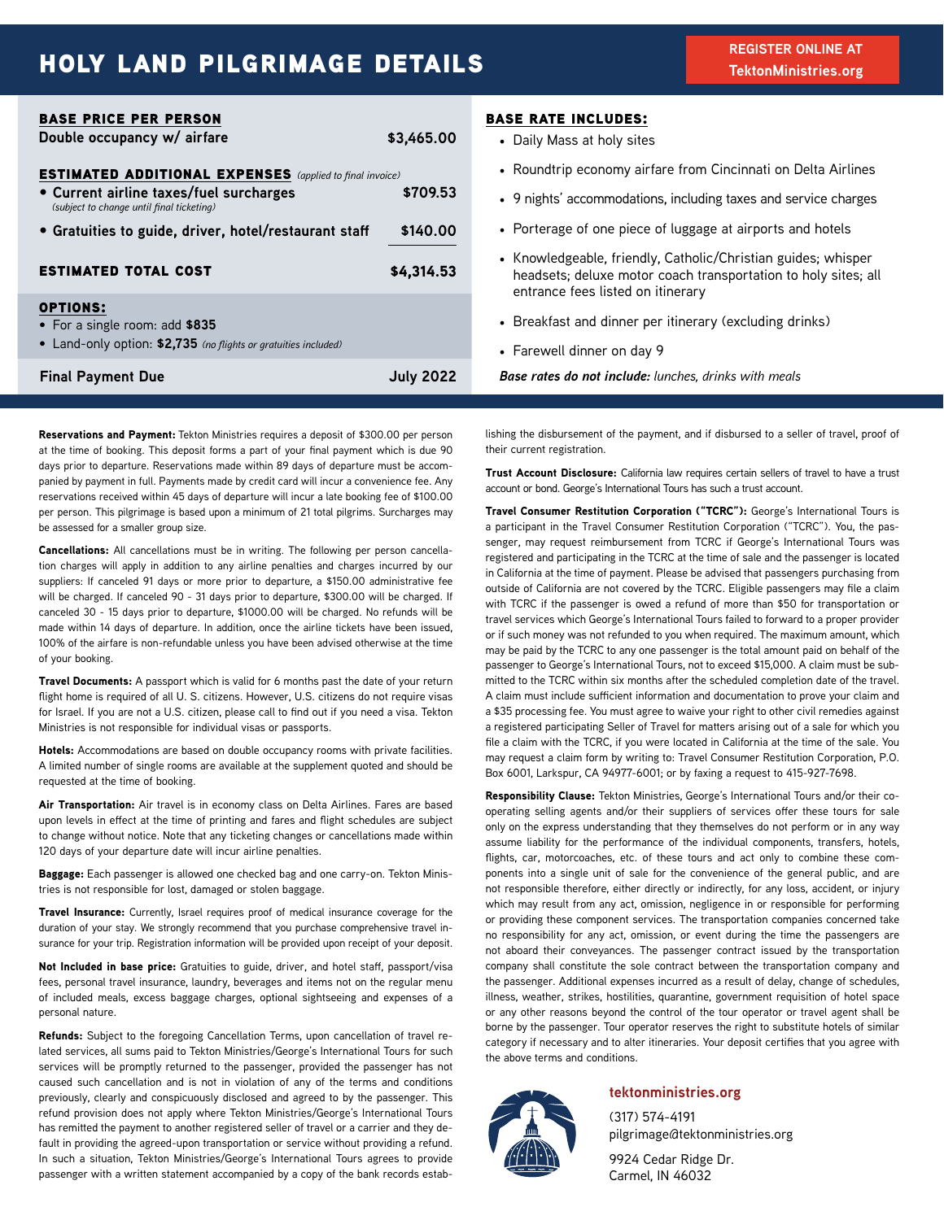# HOLY LAND PILGRIMAGE DETAILS

**REGISTER ONLINE AT TektonMinistries.org**

**BASE PRICE PER PERSON**

| | |
|---|---|
| **Double occupancy w/ airfare** | **$3,465.00** |

**ESTIMATED ADDITIONAL EXPENSES** *(applied to final invoice)*

| | |
|---|---|
| • **Current airline taxes/fuel surcharges** *(subject to change until final ticketing)* | **$709.53** |
| • **Gratuities to guide, driver, hotel/restaurant staff** | **$140.00** |
| **ESTIMATED TOTAL COST** | **$4,314.53** |

**OPTIONS:**

- For a single room: add **$835**
- Land-only option: **$2,735** *(no flights or gratuities included)*

| | |
|---|---|
| **Final Payment Due** | **July 2022** |

**BASE RATE INCLUDES:**

- Daily Mass at holy sites
- Roundtrip economy airfare from Cincinnati on Delta Airlines
- 9 nights' accommodations, including taxes and service charges
- Porterage of one piece of luggage at airports and hotels
- Knowledgeable, friendly, Catholic/Christian guides; whisper headsets; deluxe motor coach transportation to holy sites; all entrance fees listed on itinerary
- Breakfast and dinner per itinerary (excluding drinks)
- Farewell dinner on day 9

***Base rates do not include:*** *lunches, drinks with meals*

**Reservations and Payment:** Tekton Ministries requires a deposit of $300.00 per person at the time of booking. This deposit forms a part of your final payment which is due 90 days prior to departure. Reservations made within 89 days of departure must be accompanied by payment in full. Payments made by credit card will incur a convenience fee. Any reservations received within 45 days of departure will incur a late booking fee of $100.00 per person. This pilgrimage is based upon a minimum of 21 total pilgrims. Surcharges may be assessed for a smaller group size.

**Cancellations:** All cancellations must be in writing. The following per person cancellation charges will apply in addition to any airline penalties and charges incurred by our suppliers: If canceled 91 days or more prior to departure, a $150.00 administrative fee will be charged. If canceled 90 - 31 days prior to departure, $300.00 will be charged. If canceled 30 - 15 days prior to departure, $1000.00 will be charged. No refunds will be made within 14 days of departure. In addition, once the airline tickets have been issued, 100% of the airfare is non-refundable unless you have been advised otherwise at the time of your booking.

**Travel Documents:** A passport which is valid for 6 months past the date of your return flight home is required of all U. S. citizens. However, U.S. citizens do not require visas for Israel. If you are not a U.S. citizen, please call to find out if you need a visa. Tekton Ministries is not responsible for individual visas or passports.

**Hotels:** Accommodations are based on double occupancy rooms with private facilities. A limited number of single rooms are available at the supplement quoted and should be requested at the time of booking.

**Air Transportation:** Air travel is in economy class on Delta Airlines. Fares are based upon levels in effect at the time of printing and fares and flight schedules are subject to change without notice. Note that any ticketing changes or cancellations made within 120 days of your departure date will incur airline penalties.

**Baggage:** Each passenger is allowed one checked bag and one carry-on. Tekton Ministries is not responsible for lost, damaged or stolen baggage.

**Travel Insurance:** Currently, Israel requires proof of medical insurance coverage for the duration of your stay. We strongly recommend that you purchase comprehensive travel insurance for your trip. Registration information will be provided upon receipt of your deposit.

**Not Included in base price:** Gratuities to guide, driver, and hotel staff, passport/visa fees, personal travel insurance, laundry, beverages and items not on the regular menu of included meals, excess baggage charges, optional sightseeing and expenses of a personal nature.

**Refunds:** Subject to the foregoing Cancellation Terms, upon cancellation of travel related services, all sums paid to Tekton Ministries/George's International Tours for such services will be promptly returned to the passenger, provided the passenger has not caused such cancellation and is not in violation of any of the terms and conditions previously, clearly and conspicuously disclosed and agreed to by the passenger. This refund provision does not apply where Tekton Ministries/George's International Tours has remitted the payment to another registered seller of travel or a carrier and they default in providing the agreed-upon transportation or service without providing a refund. In such a situation, Tekton Ministries/George's International Tours agrees to provide passenger with a written statement accompanied by a copy of the bank records establishing the disbursement of the payment, and if disbursed to a seller of travel, proof of their current registration.

**Trust Account Disclosure:** California law requires certain sellers of travel to have a trust account or bond. George's International Tours has such a trust account.

**Travel Consumer Restitution Corporation ("TCRC"):** George's International Tours is a participant in the Travel Consumer Restitution Corporation ("TCRC"). You, the passenger, may request reimbursement from TCRC if George's International Tours was registered and participating in the TCRC at the time of sale and the passenger is located in California at the time of payment. Please be advised that passengers purchasing from outside of California are not covered by the TCRC. Eligible passengers may file a claim with TCRC if the passenger is owed a refund of more than $50 for transportation or travel services which George's International Tours failed to forward to a proper provider or if such money was not refunded to you when required. The maximum amount, which may be paid by the TCRC to any one passenger is the total amount paid on behalf of the passenger to George's International Tours, not to exceed $15,000. A claim must be submitted to the TCRC within six months after the scheduled completion date of the travel. A claim must include sufficient information and documentation to prove your claim and a $35 processing fee. You must agree to waive your right to other civil remedies against a registered participating Seller of Travel for matters arising out of a sale for which you file a claim with the TCRC, if you were located in California at the time of the sale. You may request a claim form by writing to: Travel Consumer Restitution Corporation, P.O. Box 6001, Larkspur, CA 94977-6001; or by faxing a request to 415-927-7698.

**Responsibility Clause:** Tekton Ministries, George's International Tours and/or their cooperating selling agents and/or their suppliers of services offer these tours for sale only on the express understanding that they themselves do not perform or in any way assume liability for the performance of the individual components, transfers, hotels, flights, car, motorcoaches, etc. of these tours and act only to combine these components into a single unit of sale for the convenience of the general public, and are not responsible therefore, either directly or indirectly, for any loss, accident, or injury which may result from any act, omission, negligence in or responsible for performing or providing these component services. The transportation companies concerned take no responsibility for any act, omission, or event during the time the passengers are not aboard their conveyances. The passenger contract issued by the transportation company shall constitute the sole contract between the transportation company and the passenger. Additional expenses incurred as a result of delay, change of schedules, illness, weather, strikes, hostilities, quarantine, government requisition of hotel space or any other reasons beyond the control of the tour operator or travel agent shall be borne by the passenger. Tour operator reserves the right to substitute hotels of similar category if necessary and to alter itineraries. Your deposit certifies that you agree with the above terms and conditions.

**tektonministries.org**

(317) 574-4191
pilgrimage@tektonministries.org

9924 Cedar Ridge Dr.
Carmel, IN 46032